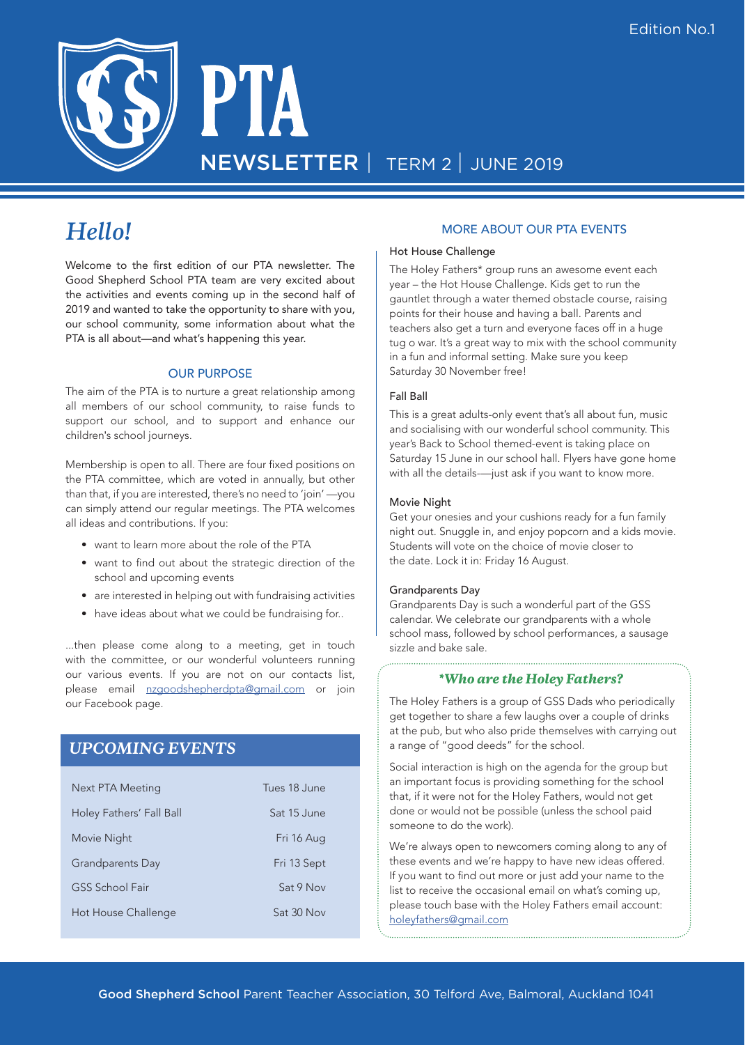Edition No.1

# PTA

NEWSLETTER | TERM 2 | JUNE 2019

## *Hello!*

Welcome to the first edition of our PTA newsletter. The Good Shepherd School PTA team are very excited about the activities and events coming up in the second half of 2019 and wanted to take the opportunity to share with you, our school community, some information about what the PTA is all about—and what's happening this year.

### OUR PURPOSE

The aim of the PTA is to nurture a great relationship among all members of our school community, to raise funds to support our school, and to support and enhance our children's school journeys.

Membership is open to all. There are four fixed positions on the PTA committee, which are voted in annually, but other than that, if you are interested, there's no need to 'join' —you can simply attend our regular meetings. The PTA welcomes all ideas and contributions. If you:

- want to learn more about the role of the PTA
- want to find out about the strategic direction of the school and upcoming events
- are interested in helping out with fundraising activities
- have ideas about what we could be fundraising for..

...then please come along to a meeting, get in touch with the committee, or our wonderful volunteers running our various events. If you are not on our contacts list, please email nzgoodshepherdpta@gmail.com or join our Facebook page.

## *UPCOMING EVENTS*

| Event | Date |
|---|---|
| Next PTA Meeting | Tues 18 June |
| Holey Fathers' Fall Ball | Sat 15 June |
| Movie Night | Fri 16 Aug |
| Grandparents Day | Fri 13 Sept |
| GSS School Fair | Sat 9 Nov |
| Hot House Challenge | Sat 30 Nov |

### MORE ABOUT OUR PTA EVENTS

#### Hot House Challenge

The Holey Fathers* group runs an awesome event each year – the Hot House Challenge. Kids get to run the gauntlet through a water themed obstacle course, raising points for their house and having a ball. Parents and teachers also get a turn and everyone faces off in a huge tug o war. It's a great way to mix with the school community in a fun and informal setting. Make sure you keep Saturday 30 November free!

#### Fall Ball

This is a great adults-only event that's all about fun, music and socialising with our wonderful school community. This year's Back to School themed-event is taking place on Saturday 15 June in our school hall. Flyers have gone home with all the details-—just ask if you want to know more.

#### Movie Night

Get your onesies and your cushions ready for a fun family night out. Snuggle in, and enjoy popcorn and a kids movie. Students will vote on the choice of movie closer to the date. Lock it in: Friday 16 August.

#### Grandparents Day

Grandparents Day is such a wonderful part of the GSS calendar. We celebrate our grandparents with a whole school mass, followed by school performances, a sausage sizzle and bake sale.

### *\*Who are the Holey Fathers?*

The Holey Fathers is a group of GSS Dads who periodically get together to share a few laughs over a couple of drinks at the pub, but who also pride themselves with carrying out a range of "good deeds" for the school.

Social interaction is high on the agenda for the group but an important focus is providing something for the school that, if it were not for the Holey Fathers, would not get done or would not be possible (unless the school paid someone to do the work).

We're always open to newcomers coming along to any of these events and we're happy to have new ideas offered. If you want to find out more or just add your name to the list to receive the occasional email on what's coming up, please touch base with the Holey Fathers email account: holeyfathers@gmail.com

**Good Shepherd School** Parent Teacher Association, 30 Telford Ave, Balmoral, Auckland 1041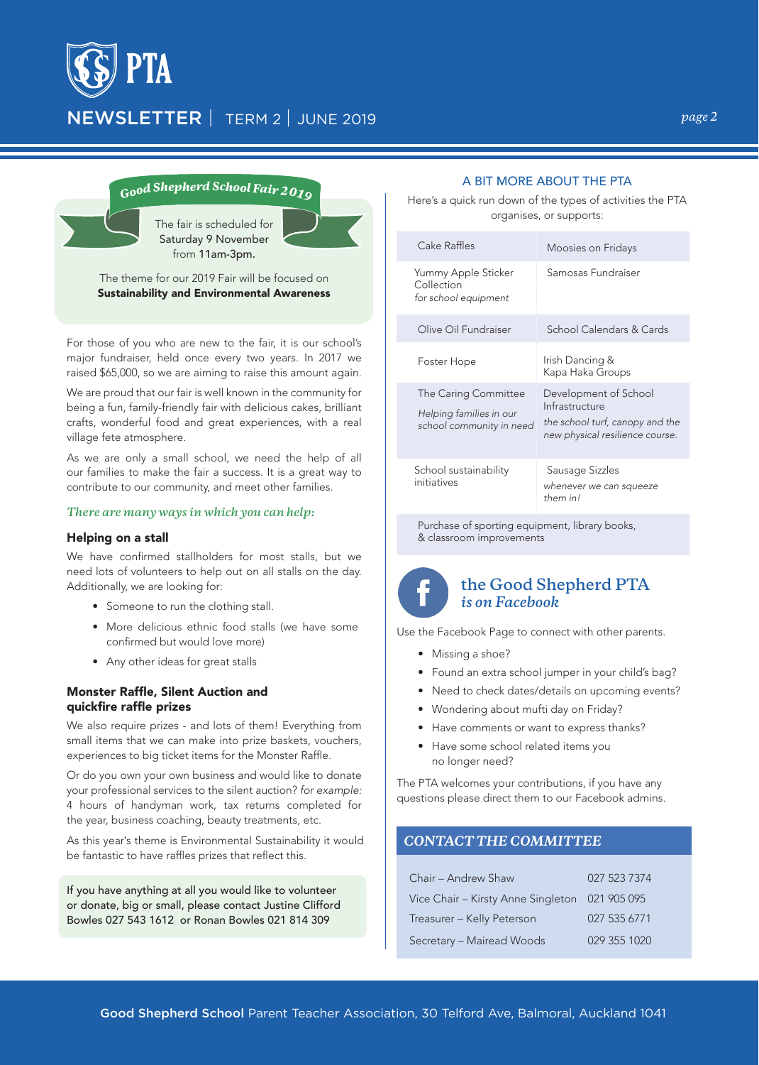# PTA

## NEWSLETTER | TERM 2 | JUNE 2019

### Good Shepherd School Fair 2019

The fair is scheduled for Saturday 9 November from 11am-3pm.

The theme for our 2019 Fair will be focused on **Sustainability and Environmental Awareness**

For those of you who are new to the fair, it is our school's major fundraiser, held once every two years. In 2017 we raised $65,000, so we are aiming to raise this amount again.

We are proud that our fair is well known in the community for being a fun, family-friendly fair with delicious cakes, brilliant crafts, wonderful food and great experiences, with a real village fete atmosphere.

As we are only a small school, we need the help of all our families to make the fair a success. It is a great way to contribute to our community, and meet other families.

*There are many ways in which you can help:*

#### Helping on a stall

We have confirmed stallholders for most stalls, but we need lots of volunteers to help out on all stalls on the day. Additionally, we are looking for:

- Someone to run the clothing stall.
- More delicious ethnic food stalls (we have some confirmed but would love more)
- Any other ideas for great stalls

#### Monster Raffle, Silent Auction and quickfire raffle prizes

We also require prizes - and lots of them! Everything from small items that we can make into prize baskets, vouchers, experiences to big ticket items for the Monster Raffle.

Or do you own your own business and would like to donate your professional services to the silent auction? *for example:* 4 hours of handyman work, tax returns completed for the year, business coaching, beauty treatments, etc.

As this year's theme is Environmental Sustainability it would be fantastic to have raffles prizes that reflect this.

If you have anything at all you would like to volunteer or donate, big or small, please contact Justine Clifford Bowles 027 543 1612 or Ronan Bowles 021 814 309

### A BIT MORE ABOUT THE PTA

Here's a quick run down of the types of activities the PTA organises, or supports:

| | |
|---|---|
| Cake Raffles | Moosies on Fridays |
| Yummy Apple Sticker Collection *for school equipment* | Samosas Fundraiser |
| Olive Oil Fundraiser | School Calendars & Cards |
| Foster Hope | Irish Dancing & Kapa Haka Groups |
| The Caring Committee *Helping families in our school community in need* | Development of School Infrastructure *the school turf, canopy and the new physical resilience course.* |
| School sustainability initiatives | Sausage Sizzles *whenever we can squeeze them in!* |
| Purchase of sporting equipment, library books, & classroom improvements | |

### the Good Shepherd PTA *is on Facebook*

Use the Facebook Page to connect with other parents.

- Missing a shoe?
- Found an extra school jumper in your child's bag?
- Need to check dates/details on upcoming events?
- Wondering about mufti day on Friday?
- Have comments or want to express thanks?
- Have some school related items you no longer need?

The PTA welcomes your contributions, if you have any questions please direct them to our Facebook admins.

### *CONTACT THE COMMITTEE*

| | |
|---|---|
| Chair – Andrew Shaw | 027 523 7374 |
| Vice Chair – Kirsty Anne Singleton | 021 905 095 |
| Treasurer – Kelly Peterson | 027 535 6771 |
| Secretary – Mairead Woods | 029 355 1020 |

**Good Shepherd School** Parent Teacher Association, 30 Telford Ave, Balmoral, Auckland 1041